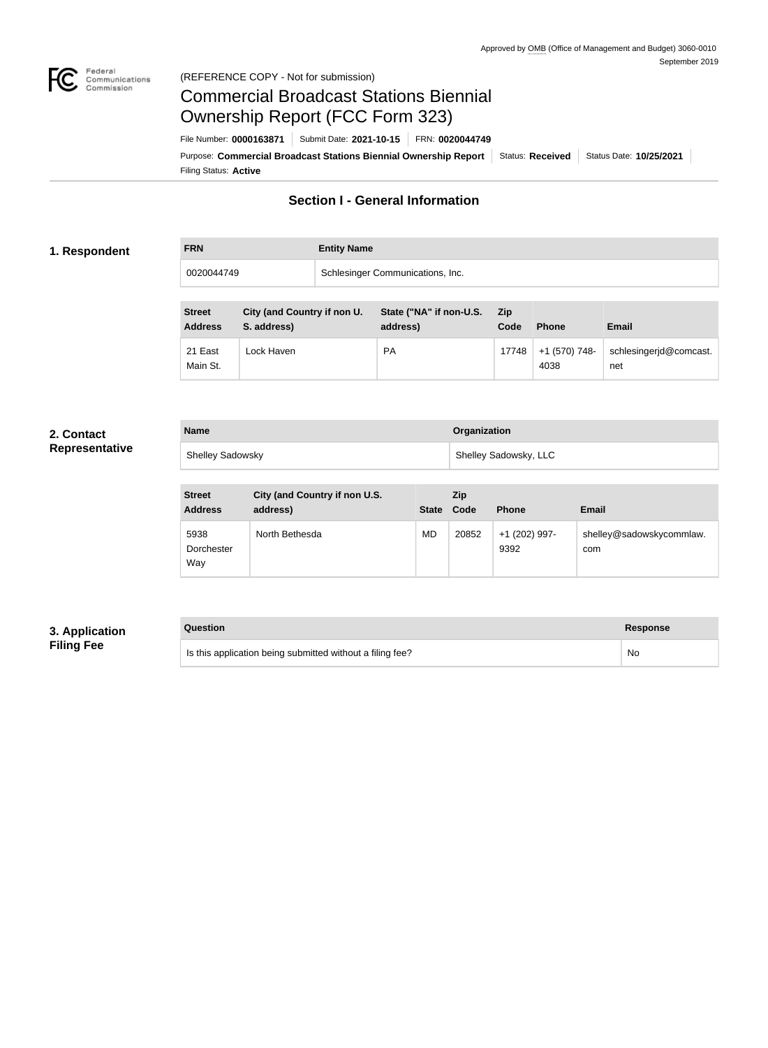Approved by OMB (Office of Management and Budget) 3060-0010
September 2019

(REFERENCE COPY - Not for submission)

# Commercial Broadcast Stations Biennial Ownership Report (FCC Form 323)

File Number: **0000163871** | Submit Date: **2021-10-15** | FRN: **0020044749**

Purpose: **Commercial Broadcast Stations Biennial Ownership Report** | Status: **Received** | Status Date: **10/25/2021**

Filing Status: **Active**

## Section I - General Information

### 1. Respondent

| FRN | Entity Name |
| --- | --- |
| 0020044749 | Schlesinger Communications, Inc. |

| Street Address | City (and Country if non U. S. address) | State ("NA" if non-U.S. address) | Zip Code | Phone | Email |
| --- | --- | --- | --- | --- | --- |
| 21 East Main St. | Lock Haven | PA | 17748 | +1 (570) 748-4038 | schlesingerjd@comcast.net |

### 2. Contact Representative

| Name | Organization |
| --- | --- |
| Shelley Sadowsky | Shelley Sadowsky, LLC |

| Street Address | City (and Country if non U.S. address) | State | Zip Code | Phone | Email |
| --- | --- | --- | --- | --- | --- |
| 5938 Dorchester Way | North Bethesda | MD | 20852 | +1 (202) 997-9392 | shelley@sadowskycommlaw.com |

### 3. Application Filing Fee

| Question | Response |
| --- | --- |
| Is this application being submitted without a filing fee? | No |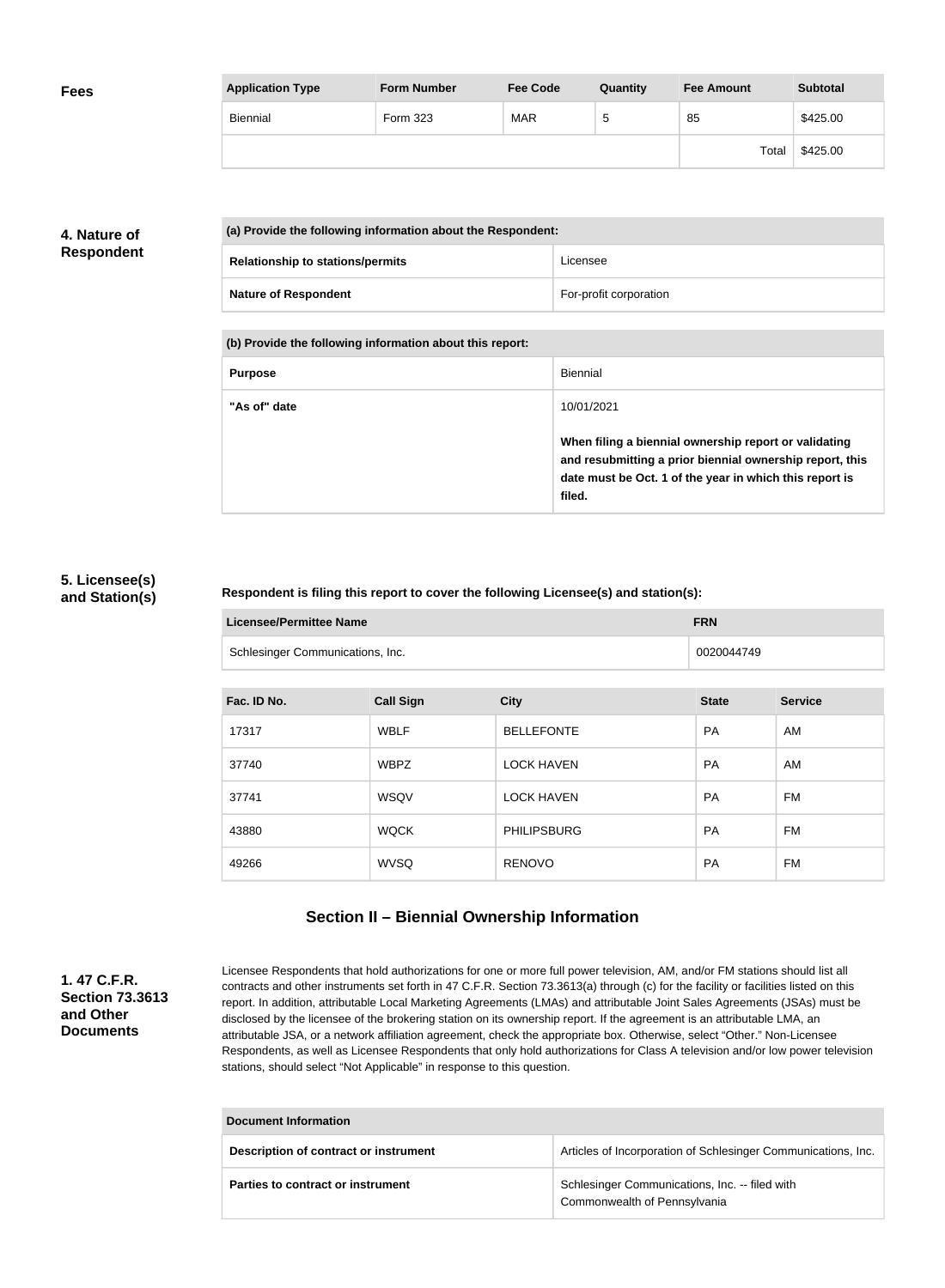## Fees

| Application Type | Form Number | Fee Code | Quantity | Fee Amount | Subtotal |
|---|---|---|---|---|---|
| Biennial | Form 323 | MAR | 5 | 85 | $425.00 |
| | | | | Total | $425.00 |

## 4. Nature of Respondent

| (a) Provide the following information about the Respondent: | |
|---|---|
| **Relationship to stations/permits** | Licensee |
| **Nature of Respondent** | For-profit corporation |

| (b) Provide the following information about this report: | |
|---|---|
| **Purpose** | Biennial |
| **"As of" date** | 10/01/2021<br><br>**When filing a biennial ownership report or validating and resubmitting a prior biennial ownership report, this date must be Oct. 1 of the year in which this report is filed.** |

## 5. Licensee(s) and Station(s)

**Respondent is filing this report to cover the following Licensee(s) and station(s):**

| Licensee/Permittee Name | FRN |
|---|---|
| Schlesinger Communications, Inc. | 0020044749 |

| Fac. ID No. | Call Sign | City | State | Service |
|---|---|---|---|---|
| 17317 | WBLF | BELLEFONTE | PA | AM |
| 37740 | WBPZ | LOCK HAVEN | PA | AM |
| 37741 | WSQV | LOCK HAVEN | PA | FM |
| 43880 | WQCK | PHILIPSBURG | PA | FM |
| 49266 | WVSQ | RENOVO | PA | FM |

# Section II – Biennial Ownership Information

## 1. 47 C.F.R. Section 73.3613 and Other Documents

Licensee Respondents that hold authorizations for one or more full power television, AM, and/or FM stations should list all contracts and other instruments set forth in 47 C.F.R. Section 73.3613(a) through (c) for the facility or facilities listed on this report. In addition, attributable Local Marketing Agreements (LMAs) and attributable Joint Sales Agreements (JSAs) must be disclosed by the licensee of the brokering station on its ownership report. If the agreement is an attributable LMA, an attributable JSA, or a network affiliation agreement, check the appropriate box. Otherwise, select "Other." Non-Licensee Respondents, as well as Licensee Respondents that only hold authorizations for Class A television and/or low power television stations, should select "Not Applicable" in response to this question.

| Document Information | |
|---|---|
| **Description of contract or instrument** | Articles of Incorporation of Schlesinger Communications, Inc. |
| **Parties to contract or instrument** | Schlesinger Communications, Inc. -- filed with Commonwealth of Pennsylvania |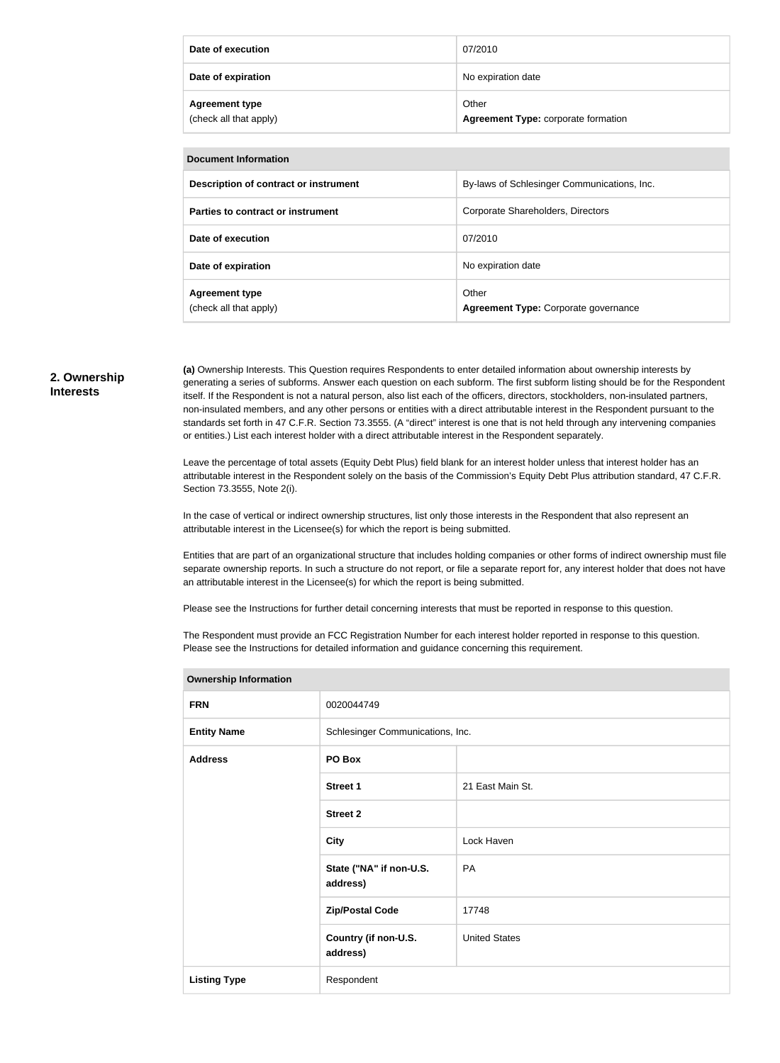| | |
|---|---|
| **Date of execution** | 07/2010 |
| **Date of expiration** | No expiration date |
| **Agreement type** (check all that apply) | Other **Agreement Type:** corporate formation |

| **Document Information** | |
|---|---|
| **Description of contract or instrument** | By-laws of Schlesinger Communications, Inc. |
| **Parties to contract or instrument** | Corporate Shareholders, Directors |
| **Date of execution** | 07/2010 |
| **Date of expiration** | No expiration date |
| **Agreement type** (check all that apply) | Other **Agreement Type:** Corporate governance |

## 2. Ownership Interests

**(a)** Ownership Interests. This Question requires Respondents to enter detailed information about ownership interests by generating a series of subforms. Answer each question on each subform. The first subform listing should be for the Respondent itself. If the Respondent is not a natural person, also list each of the officers, directors, stockholders, non-insulated partners, non-insulated members, and any other persons or entities with a direct attributable interest in the Respondent pursuant to the standards set forth in 47 C.F.R. Section 73.3555. (A "direct" interest is one that is not held through any intervening companies or entities.) List each interest holder with a direct attributable interest in the Respondent separately.

Leave the percentage of total assets (Equity Debt Plus) field blank for an interest holder unless that interest holder has an attributable interest in the Respondent solely on the basis of the Commission's Equity Debt Plus attribution standard, 47 C.F.R. Section 73.3555, Note 2(i).

In the case of vertical or indirect ownership structures, list only those interests in the Respondent that also represent an attributable interest in the Licensee(s) for which the report is being submitted.

Entities that are part of an organizational structure that includes holding companies or other forms of indirect ownership must file separate ownership reports. In such a structure do not report, or file a separate report for, any interest holder that does not have an attributable interest in the Licensee(s) for which the report is being submitted.

Please see the Instructions for further detail concerning interests that must be reported in response to this question.

The Respondent must provide an FCC Registration Number for each interest holder reported in response to this question. Please see the Instructions for detailed information and guidance concerning this requirement.

| **Ownership Information** | | |
|---|---|---|
| **FRN** | 0020044749 | |
| **Entity Name** | Schlesinger Communications, Inc. | |
| **Address** | **PO Box** | |
| | **Street 1** | 21 East Main St. |
| | **Street 2** | |
| | **City** | Lock Haven |
| | **State ("NA" if non-U.S. address)** | PA |
| | **Zip/Postal Code** | 17748 |
| | **Country (if non-U.S. address)** | United States |
| **Listing Type** | Respondent | |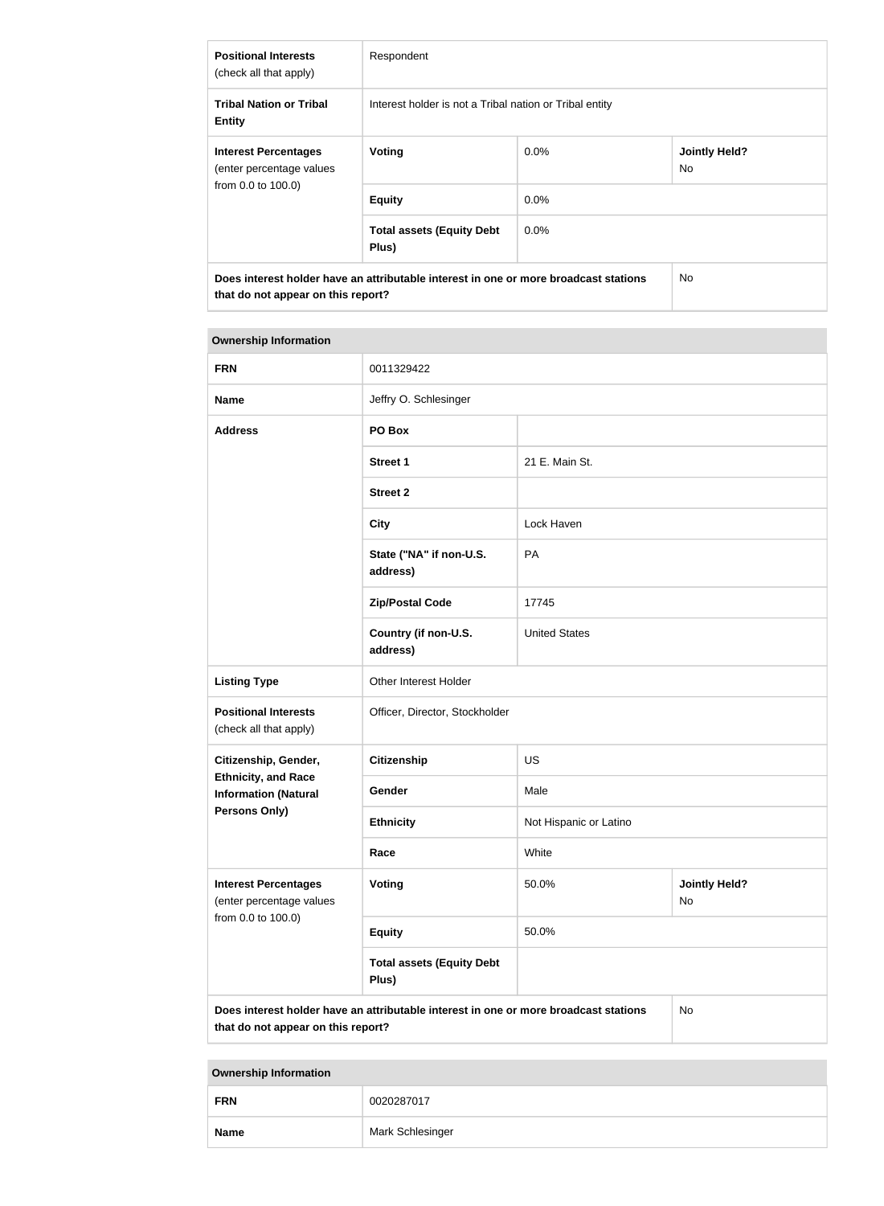| | | | |
|---|---|---|---|
| **Positional Interests** (check all that apply) | Respondent | | |
| **Tribal Nation or Tribal Entity** | Interest holder is not a Tribal nation or Tribal entity | | |
| **Interest Percentages** (enter percentage values from 0.0 to 100.0) | **Voting** | 0.0% | **Jointly Held?** No |
| | **Equity** | 0.0% | |
| | **Total assets (Equity Debt Plus)** | 0.0% | |
| **Does interest holder have an attributable interest in one or more broadcast stations that do not appear on this report?** | | | No |

| **Ownership Information** | | | |
|---|---|---|---|
| **FRN** | 0011329422 | | |
| **Name** | Jeffry O. Schlesinger | | |
| **Address** | **PO Box** | | |
| | **Street 1** | 21 E. Main St. | |
| | **Street 2** | | |
| | **City** | Lock Haven | |
| | **State ("NA" if non-U.S. address)** | PA | |
| | **Zip/Postal Code** | 17745 | |
| | **Country (if non-U.S. address)** | United States | |
| **Listing Type** | Other Interest Holder | | |
| **Positional Interests** (check all that apply) | Officer, Director, Stockholder | | |
| **Citizenship, Gender, Ethnicity, and Race Information (Natural Persons Only)** | **Citizenship** | US | |
| | **Gender** | Male | |
| | **Ethnicity** | Not Hispanic or Latino | |
| | **Race** | White | |
| **Interest Percentages** (enter percentage values from 0.0 to 100.0) | **Voting** | 50.0% | **Jointly Held?** No |
| | **Equity** | 50.0% | |
| | **Total assets (Equity Debt Plus)** | | |
| **Does interest holder have an attributable interest in one or more broadcast stations that do not appear on this report?** | | | No |

| **Ownership Information** | |
|---|---|
| **FRN** | 0020287017 |
| **Name** | Mark Schlesinger |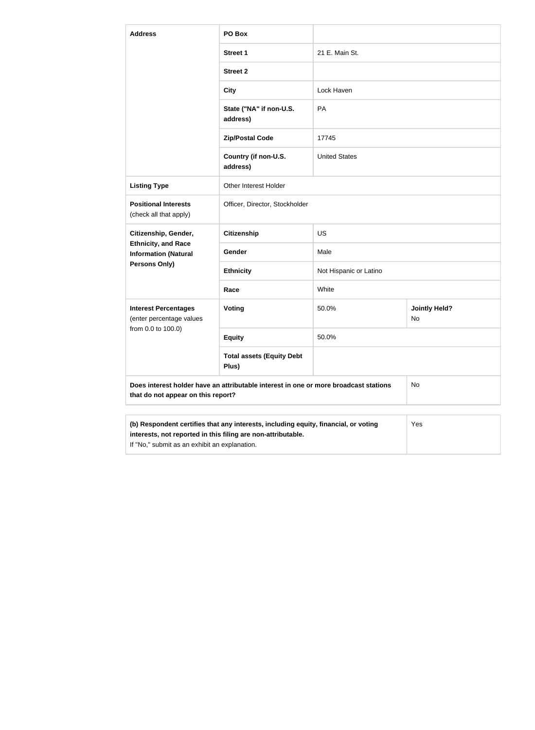| Address | PO Box | | |
|---|---|---|---|
| | Street 1 | 21 E. Main St. | |
| | Street 2 | | |
| | City | Lock Haven | |
| | State ("NA" if non-U.S. address) | PA | |
| | Zip/Postal Code | 17745 | |
| | Country (if non-U.S. address) | United States | |
| Listing Type | Other Interest Holder | | |
| Positional Interests (check all that apply) | Officer, Director, Stockholder | | |
| Citizenship, Gender, Ethnicity, and Race Information (Natural Persons Only) | Citizenship | US | |
| | Gender | Male | |
| | Ethnicity | Not Hispanic or Latino | |
| | Race | White | |
| Interest Percentages (enter percentage values from 0.0 to 100.0) | Voting | 50.0% | Jointly Held? No |
| | Equity | 50.0% | |
| | Total assets (Equity Debt Plus) | | |
| Does interest holder have an attributable interest in one or more broadcast stations that do not appear on this report? | | | No |

| (b) Respondent certifies that any interests, including equity, financial, or voting interests, not reported in this filing are non-attributable. If "No," submit as an exhibit an explanation. | Yes |
|---|---|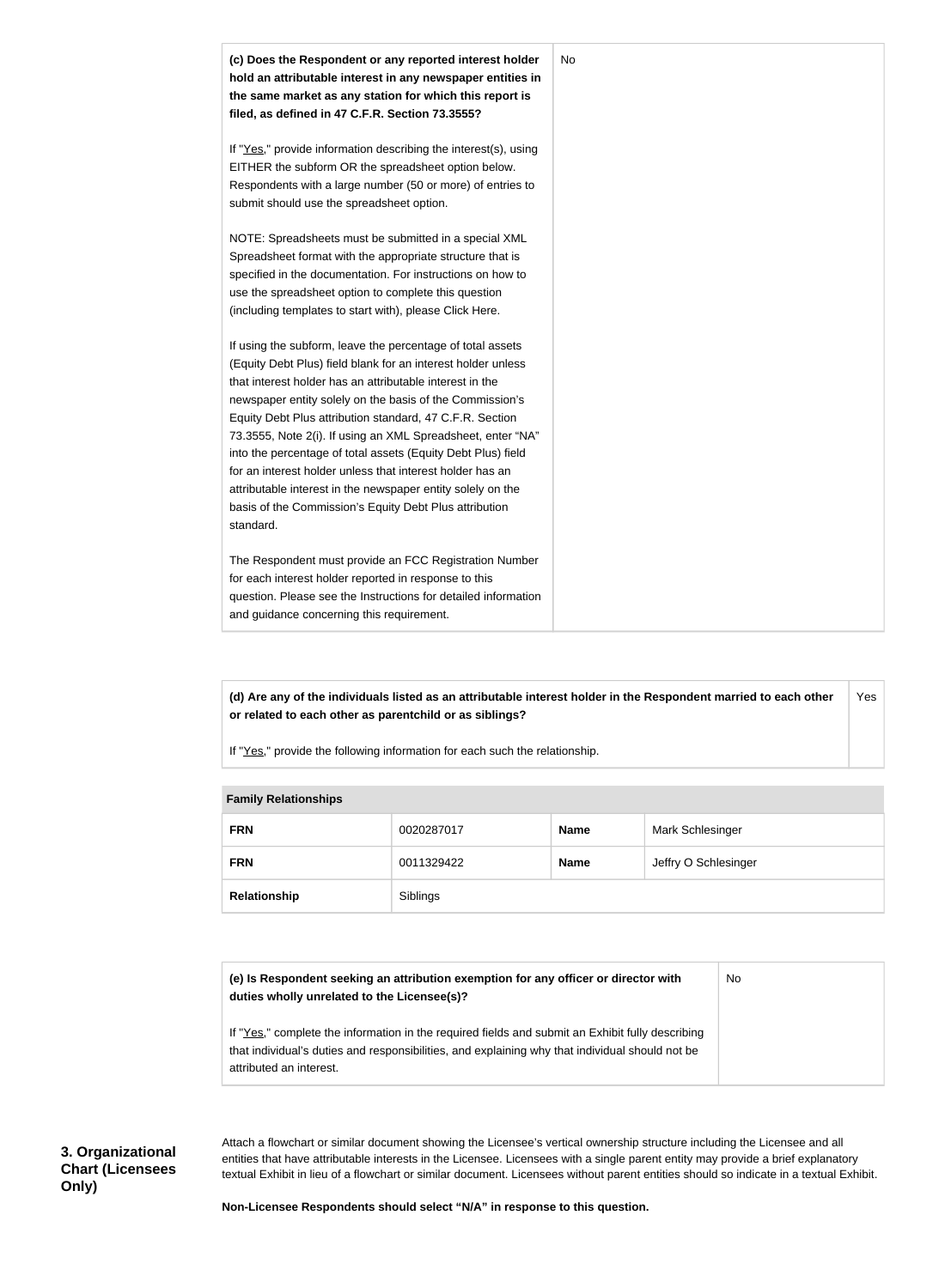| **(c) Does the Respondent or any reported interest holder hold an attributable interest in any newspaper entities in the same market as any station for which this report is filed, as defined in 47 C.F.R. Section 73.3555?**<br><br>If "Yes," provide information describing the interest(s), using EITHER the subform OR the spreadsheet option below. Respondents with a large number (50 or more) of entries to submit should use the spreadsheet option.<br><br>NOTE: Spreadsheets must be submitted in a special XML Spreadsheet format with the appropriate structure that is specified in the documentation. For instructions on how to use the spreadsheet option to complete this question (including templates to start with), please Click Here.<br><br>If using the subform, leave the percentage of total assets (Equity Debt Plus) field blank for an interest holder unless that interest holder has an attributable interest in the newspaper entity solely on the basis of the Commission's Equity Debt Plus attribution standard, 47 C.F.R. Section 73.3555, Note 2(i). If using an XML Spreadsheet, enter "NA" into the percentage of total assets (Equity Debt Plus) field for an interest holder unless that interest holder has an attributable interest in the newspaper entity solely on the basis of the Commission's Equity Debt Plus attribution standard.<br><br>The Respondent must provide an FCC Registration Number for each interest holder reported in response to this question. Please see the Instructions for detailed information and guidance concerning this requirement. | No |
|---|---|

| **(d) Are any of the individuals listed as an attributable interest holder in the Respondent married to each other or related to each other as parentchild or as siblings?**<br><br>If "Yes," provide the following information for each such the relationship. | Yes |
|---|---|

| **Family Relationships** | | | |
|---|---|---|---|
| **FRN** | 0020287017 | **Name** | Mark Schlesinger |
| **FRN** | 0011329422 | **Name** | Jeffry O Schlesinger |
| **Relationship** | Siblings | | |

| **(e) Is Respondent seeking an attribution exemption for any officer or director with duties wholly unrelated to the Licensee(s)?**<br><br>If "Yes," complete the information in the required fields and submit an Exhibit fully describing that individual's duties and responsibilities, and explaining why that individual should not be attributed an interest. | No |
|---|---|

**3. Organizational Chart (Licensees Only)**

Attach a flowchart or similar document showing the Licensee's vertical ownership structure including the Licensee and all entities that have attributable interests in the Licensee. Licensees with a single parent entity may provide a brief explanatory textual Exhibit in lieu of a flowchart or similar document. Licensees without parent entities should so indicate in a textual Exhibit.

**Non-Licensee Respondents should select "N/A" in response to this question.**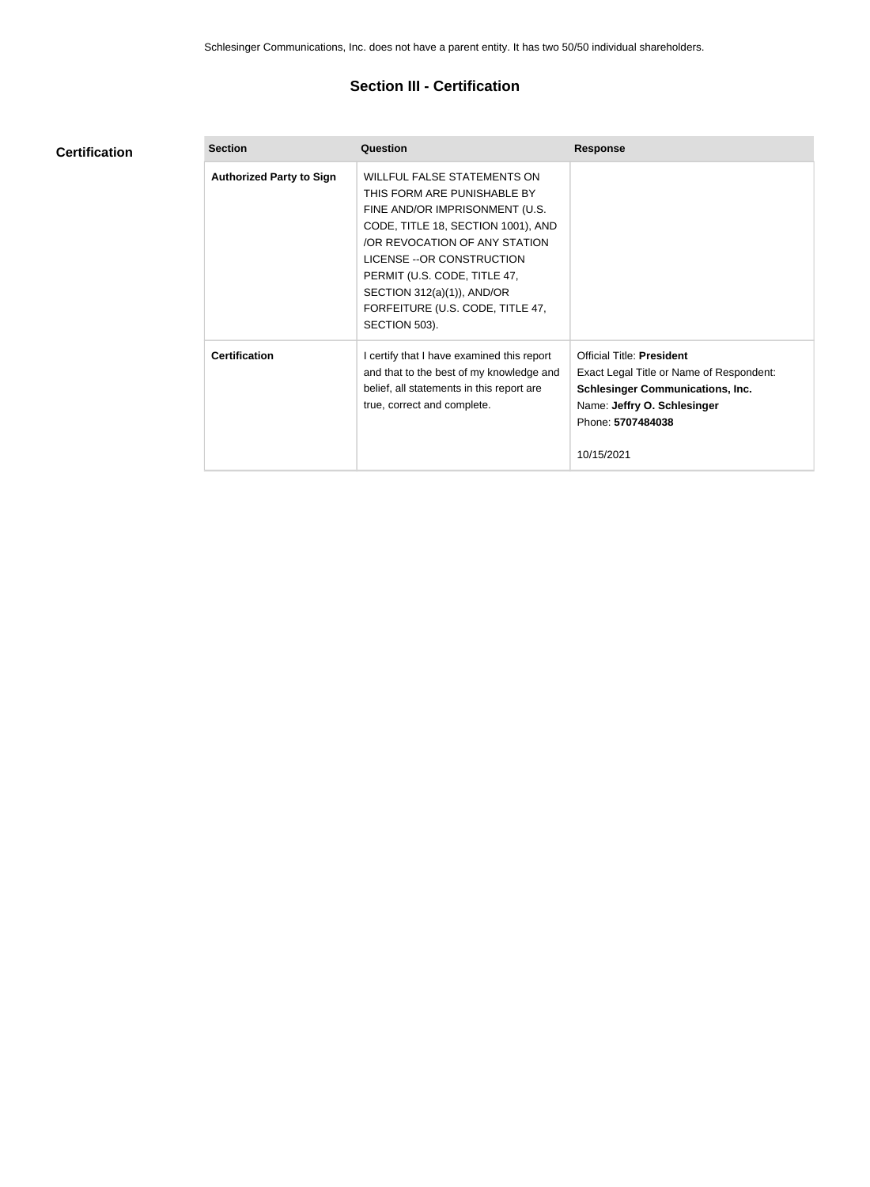Schlesinger Communications, Inc. does not have a parent entity. It has two 50/50 individual shareholders.

## Section III - Certification

**Certification**

| Section | Question | Response |
|---|---|---|
| **Authorized Party to Sign** | WILLFUL FALSE STATEMENTS ON THIS FORM ARE PUNISHABLE BY FINE AND/OR IMPRISONMENT (U.S. CODE, TITLE 18, SECTION 1001), AND /OR REVOCATION OF ANY STATION LICENSE --OR CONSTRUCTION PERMIT (U.S. CODE, TITLE 47, SECTION 312(a)(1)), AND/OR FORFEITURE (U.S. CODE, TITLE 47, SECTION 503). | |
| **Certification** | I certify that I have examined this report and that to the best of my knowledge and belief, all statements in this report are true, correct and complete. | Official Title: **President**<br>Exact Legal Title or Name of Respondent: **Schlesinger Communications, Inc.**<br>Name: **Jeffry O. Schlesinger**<br>Phone: **5707484038**<br><br>10/15/2021 |